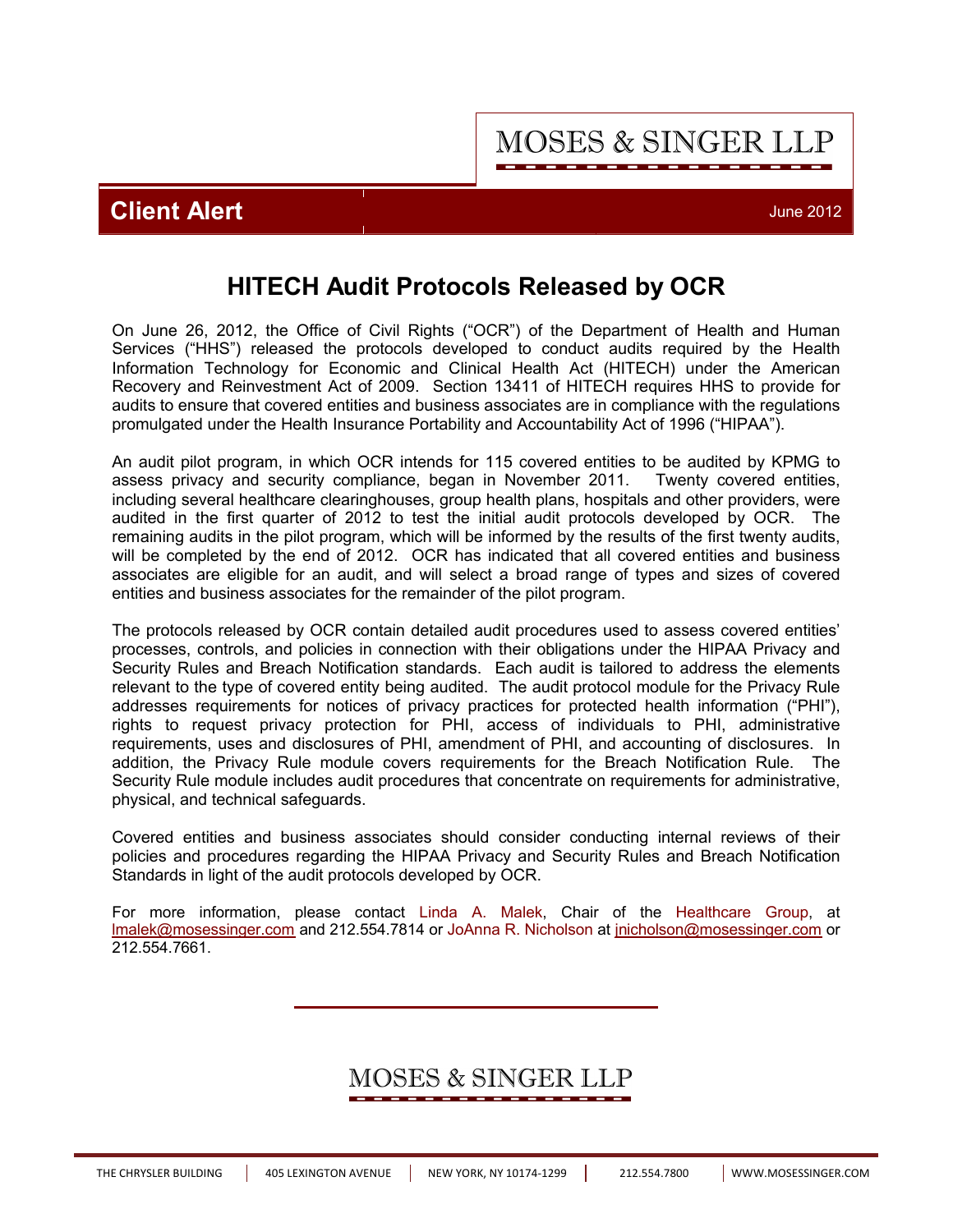MOSES & SINGER LLP

**Client Alert** June 2012

# HITECH Audit Protocols Released by OCR

On June 26, 2012, the Office of Civil Rights ("OCR") of the Department of Health and Human Services ("HHS") released the protocols developed to conduct audits required by the Health Information Technology for Economic and Clinical Health Act (HITECH) under the American Recovery and Reinvestment Act of 2009. Section 13411 of HITECH requires HHS to provide for audits to ensure that covered entities and business associates are in compliance with the regulations promulgated under the Health Insurance Portability and Accountability Act of 1996 ("HIPAA").

An audit pilot program, in which OCR intends for 115 covered entities to be audited by KPMG to assess privacy and security compliance, began in November 2011. Twenty covered entities, including several healthcare clearinghouses, group health plans, hospitals and other providers, were audited in the first quarter of 2012 to test the initial audit protocols developed by OCR. The remaining audits in the pilot program, which will be informed by the results of the first twenty audits, will be completed by the end of 2012. OCR has indicated that all covered entities and business associates are eligible for an audit, and will select a broad range of types and sizes of covered entities and business associates for the remainder of the pilot program.

The protocols released by OCR contain detailed audit procedures used to assess covered entities' processes, controls, and policies in connection with their obligations under the HIPAA Privacy and Security Rules and Breach Notification standards. Each audit is tailored to address the elements relevant to the type of covered entity being audited. The audit protocol module for the Privacy Rule addresses requirements for notices of privacy practices for protected health information ("PHI"), rights to request privacy protection for PHI, access of individuals to PHI, administrative requirements, uses and disclosures of PHI, amendment of PHI, and accounting of disclosures. In addition, the Privacy Rule module covers requirements for the Breach Notification Rule. The Security Rule module includes audit procedures that concentrate on requirements for administrative, physical, and technical safeguards.

Covered entities and business associates should consider conducting internal reviews of their policies and procedures regarding the HIPAA Privacy and Security Rules and Breach Notification Standards in light of the audit protocols developed by OCR.

For more information, please contact Linda A. Malek, Chair of the Healthcare Group, at lmalek@mosessinger.com and 212.554.7814 or JoAnna R. Nicholson at jnicholson@mosessinger.com or 212.554.7661.

MOSES & SINGER LLP

THE CHRYSLER BUILDING | 405 LEXINGTON AVENUE | NEW YORK, NY 10174-1299 | 212.554.7800 | WWW.MOSESSINGER.COM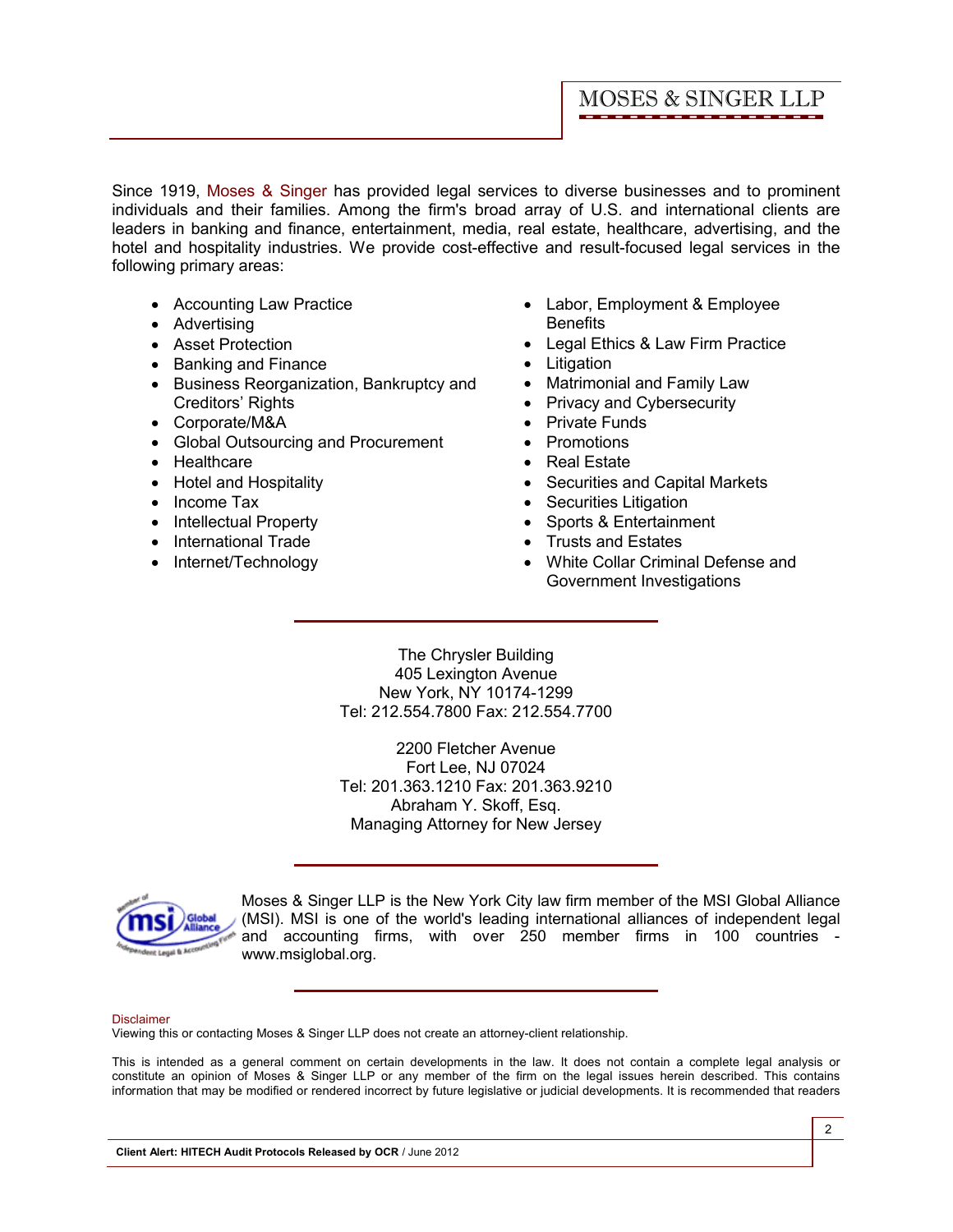Since 1919, Moses & Singer has provided legal services to diverse businesses and to prominent individuals and their families. Among the firm's broad array of U.S. and international clients are leaders in banking and finance, entertainment, media, real estate, healthcare, advertising, and the hotel and hospitality industries. We provide cost-effective and result-focused legal services in the following primary areas:

- Accounting Law Practice
- Advertising
- Asset Protection
- Banking and Finance
- Business Reorganization, Bankruptcy and Creditors' Rights
- Corporate/M&A
- Global Outsourcing and Procurement
- Healthcare
- Hotel and Hospitality
- Income Tax
- Intellectual Property
- International Trade
- Internet/Technology
- Labor, Employment & Employee Benefits
- Legal Ethics & Law Firm Practice
- Litigation
- Matrimonial and Family Law
- Privacy and Cybersecurity
- Private Funds
- Promotions
- Real Estate
- Securities and Capital Markets
- Securities Litigation
- Sports & Entertainment
- Trusts and Estates
- White Collar Criminal Defense and Government Investigations

The Chrysler Building
405 Lexington Avenue
New York, NY 10174-1299
Tel: 212.554.7800 Fax: 212.554.7700

2200 Fletcher Avenue
Fort Lee, NJ 07024
Tel: 201.363.1210 Fax: 201.363.9210
Abraham Y. Skoff, Esq.
Managing Attorney for New Jersey

Moses & Singer LLP is the New York City law firm member of the MSI Global Alliance (MSI). MSI is one of the world's leading international alliances of independent legal and accounting firms, with over 250 member firms in 100 countries - www.msiglobal.org.

Disclaimer
Viewing this or contacting Moses & Singer LLP does not create an attorney-client relationship.

This is intended as a general comment on certain developments in the law. It does not contain a complete legal analysis or constitute an opinion of Moses & Singer LLP or any member of the firm on the legal issues herein described. This contains information that may be modified or rendered incorrect by future legislative or judicial developments. It is recommended that readers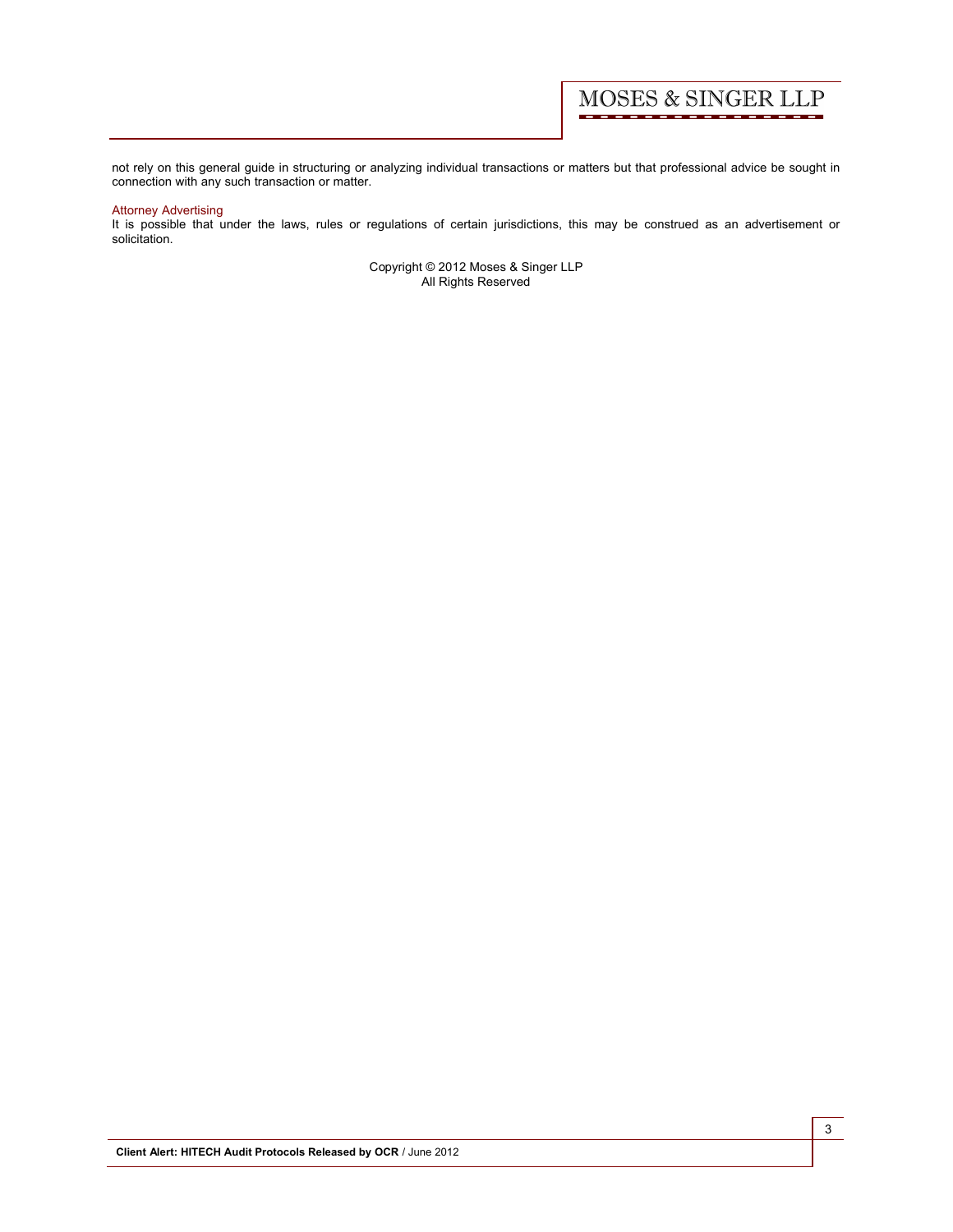not rely on this general guide in structuring or analyzing individual transactions or matters but that professional advice be sought in connection with any such transaction or matter.

Attorney Advertising

It is possible that under the laws, rules or regulations of certain jurisdictions, this may be construed as an advertisement or solicitation.

Copyright © 2012 Moses & Singer LLP
All Rights Reserved